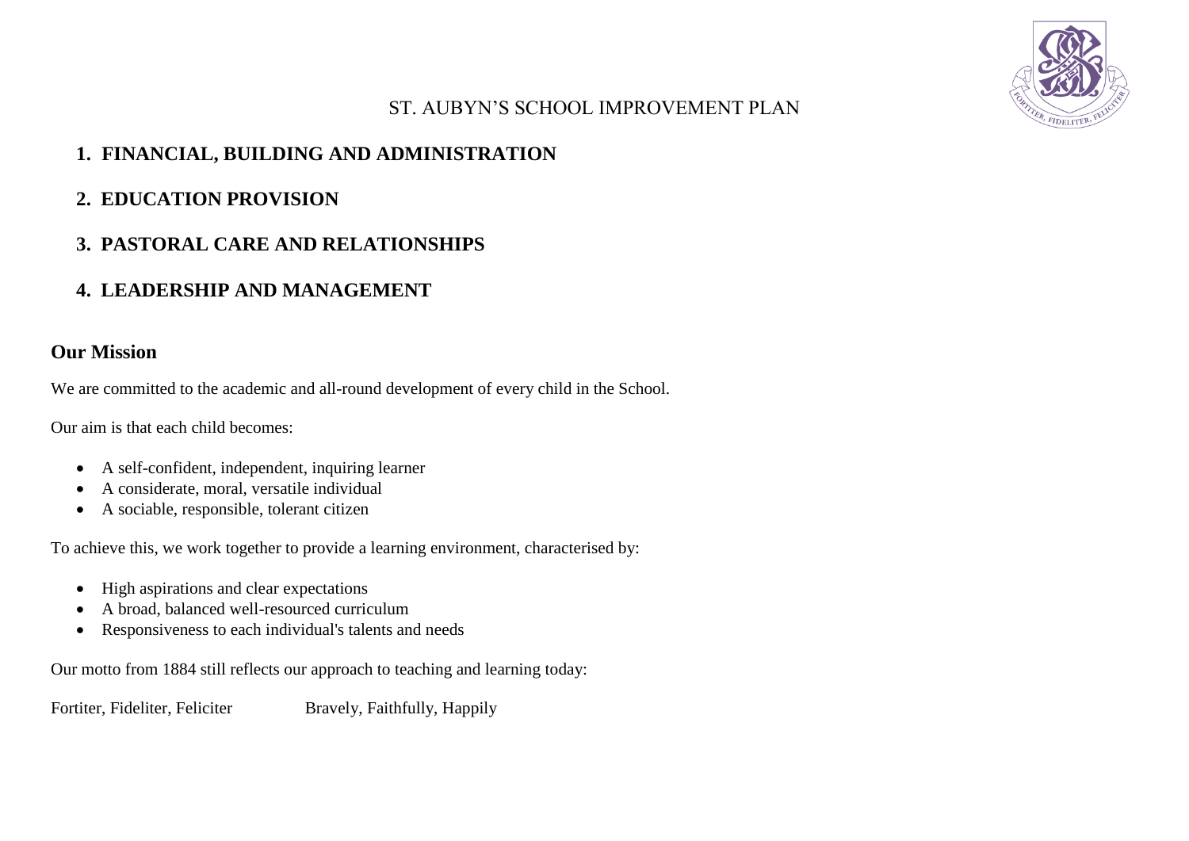# ST. AUBYN'S SCHOOL IMPROVEMENT PLAN

1. **FINANCIAL, BUILDING AND ADMINISTRATION**
2. **EDUCATION PROVISION**
3. **PASTORAL CARE AND RELATIONSHIPS**
4. **LEADERSHIP AND MANAGEMENT**

## Our Mission

We are committed to the academic and all-round development of every child in the School.

Our aim is that each child becomes:

- A self-confident, independent, inquiring learner
- A considerate, moral, versatile individual
- A sociable, responsible, tolerant citizen

To achieve this, we work together to provide a learning environment, characterised by:

- High aspirations and clear expectations
- A broad, balanced well-resourced curriculum
- Responsiveness to each individual's talents and needs

Our motto from 1884 still reflects our approach to teaching and learning today:

Fortiter, Fideliter, Feliciter    Bravely, Faithfully, Happily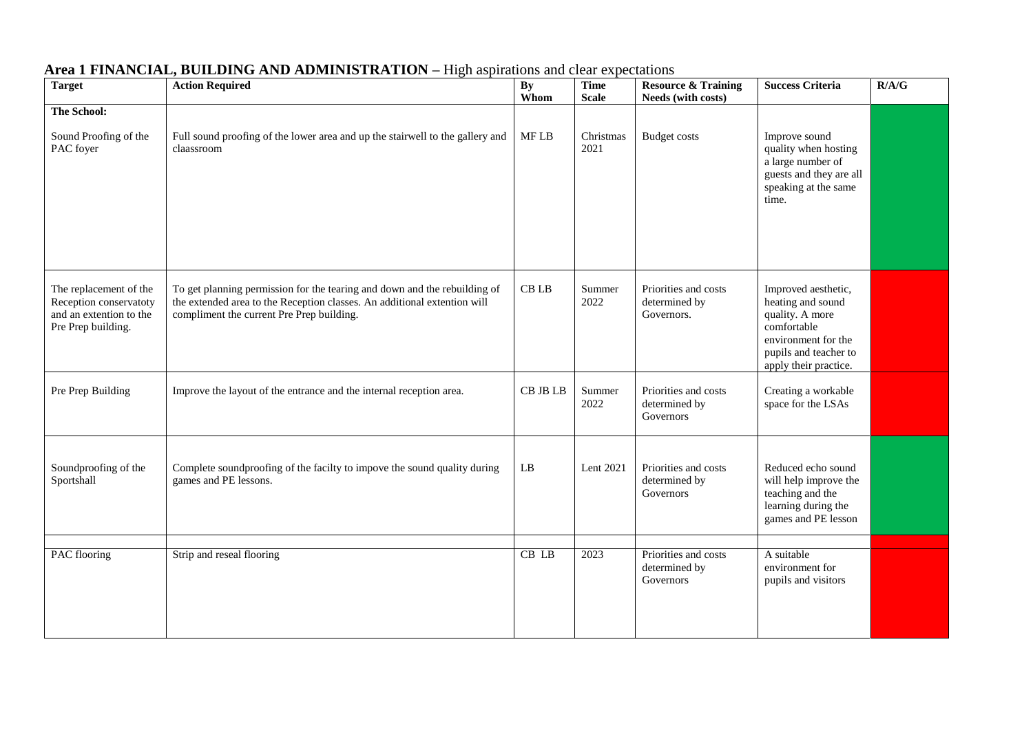## Area 1 FINANCIAL, BUILDING AND ADMINISTRATION – High aspirations and clear expectations

| Target | Action Required | By Whom | Time Scale | Resource & Training Needs (with costs) | Success Criteria | R/A/G |
|---|---|---|---|---|---|---|
| **The School:** | | | | | | |
| Sound Proofing of the PAC foyer | Full sound proofing of the lower area and up the stairwell to the gallery and claasroom | MF LB | Christmas 2021 | Budget costs | Improve sound quality when hosting a large number of guests and they are all speaking at the same time. | Green |
| The replacement of the Reception conservatoty and an extention to the Pre Prep building. | To get planning permission for the tearing and down and the rebuilding of the extended area to the Reception classes. An additional extention will compliment the current Pre Prep building. | CB LB | Summer 2022 | Priorities and costs determined by Governors. | Improved aesthetic, heating and sound quality. A more comfortable environment for the pupils and teacher to apply their practice. | Red |
| Pre Prep Building | Improve the layout of the entrance and the internal reception area. | CB JB LB | Summer 2022 | Priorities and costs determined by Governors | Creating a workable space for the LSAs | Red |
| Soundproofing of the Sportshall | Complete soundproofing of the facilty to impove the sound quality during games and PE lessons. | LB | Lent 2021 | Priorities and costs determined by Governors | Reduced echo sound will help improve the teaching and the learning during the games and PE lesson | Green |
| PAC flooring | Strip and reseal flooring | CB LB | 2023 | Priorities and costs determined by Governors | A suitable environment for pupils and visitors | Red |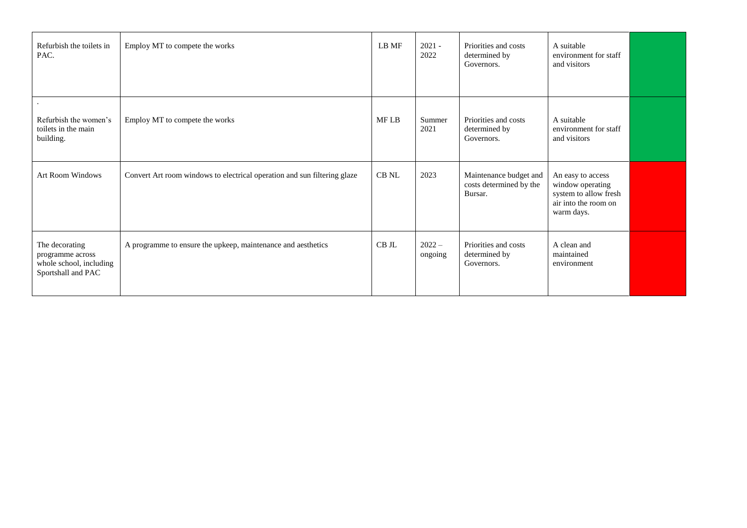| | | | | | | |
|---|---|---|---|---|---|---|
| Refurbish the toilets in PAC. | Employ MT to compete the works | LB MF | 2021 - 2022 | Priorities and costs determined by Governors. | A suitable environment for staff and visitors | |
| . Refurbish the women's toilets in the main building. | Employ MT to compete the works | MF LB | Summer 2021 | Priorities and costs determined by Governors. | A suitable environment for staff and visitors | |
| Art Room Windows | Convert Art room windows to electrical operation and sun filtering glaze | CB NL | 2023 | Maintenance budget and costs determined by the Bursar. | An easy to access window operating system to allow fresh air into the room on warm days. | |
| The decorating programme across whole school, including Sportshall and PAC | A programme to ensure the upkeep, maintenance and aesthetics | CB JL | 2022 – ongoing | Priorities and costs determined by Governors. | A clean and maintained environment | |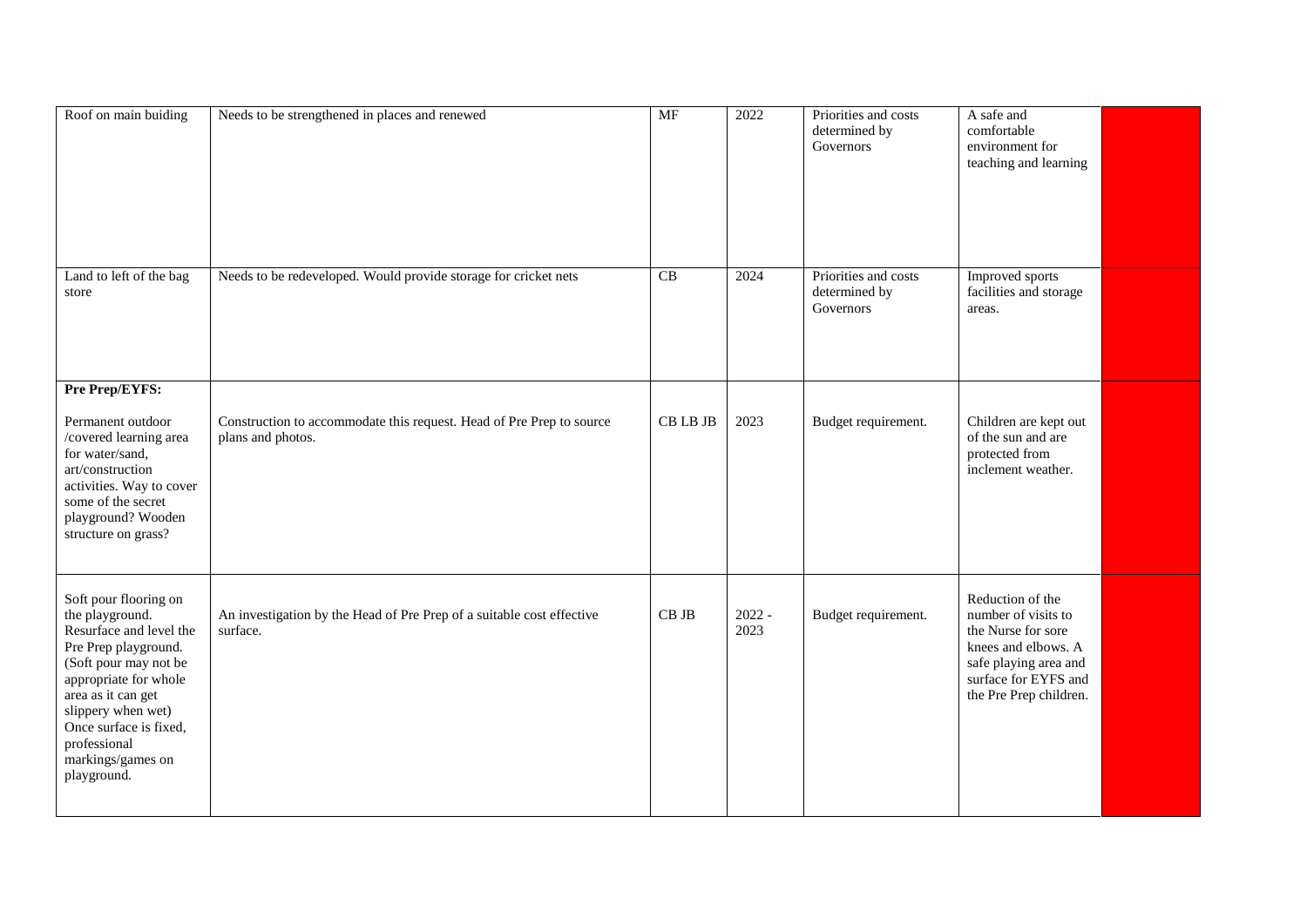| | | | | | | |
|---|---|---|---|---|---|---|
| Roof on main buiding | Needs to be strengthened in places and renewed | MF | 2022 | Priorities and costs determined by Governors | A safe and comfortable environment for teaching and learning | |
| Land to left of the bag store | Needs to be redeveloped. Would provide storage for cricket nets | CB | 2024 | Priorities and costs determined by Governors | Improved sports facilities and storage areas. | |
| **Pre Prep/EYFS:**<br><br>Permanent outdoor /covered learning area for water/sand, art/construction activities. Way to cover some of the secret playground? Wooden structure on grass? | Construction to accommodate this request. Head of Pre Prep to source plans and photos. | CB LB JB | 2023 | Budget requirement. | Children are kept out of the sun and are protected from inclement weather. | |
| Soft pour flooring on the playground. Resurface and level the Pre Prep playground. (Soft pour may not be appropriate for whole area as it can get slippery when wet) Once surface is fixed, professional markings/games on playground. | An investigation by the Head of Pre Prep of a suitable cost effective surface. | CB JB | 2022 - 2023 | Budget requirement. | Reduction of the number of visits to the Nurse for sore knees and elbows. A safe playing area and surface for EYFS and the Pre Prep children. | |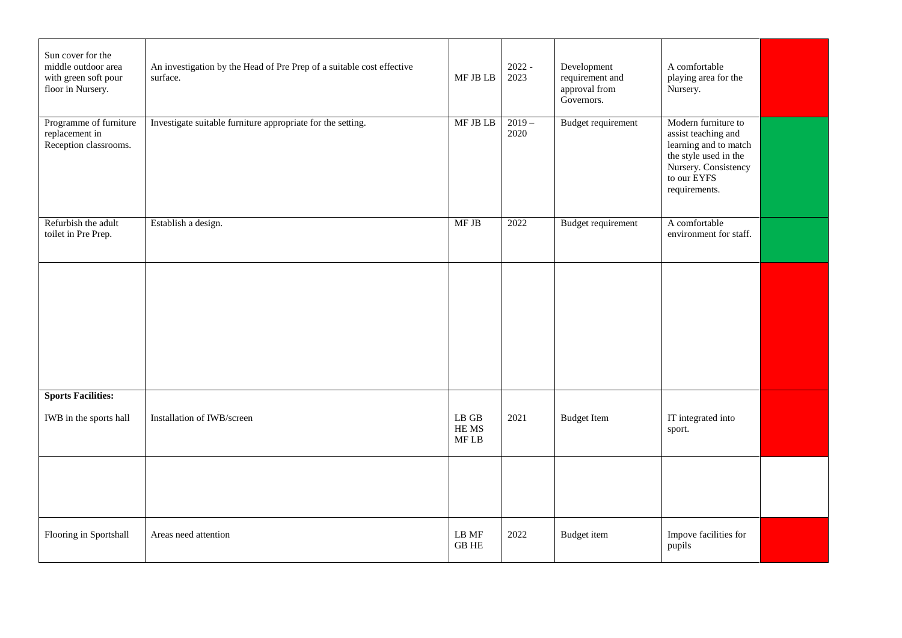| | | | | | | |
|---|---|---|---|---|---|---|
| Sun cover for the middle outdoor area with green soft pour floor in Nursery. | An investigation by the Head of Pre Prep of a suitable cost effective surface. | MF JB LB | 2022 - 2023 | Development requirement and approval from Governors. | A comfortable playing area for the Nursery. | |
| Programme of furniture replacement in Reception classrooms. | Investigate suitable furniture appropriate for the setting. | MF JB LB | 2019 – 2020 | Budget requirement | Modern furniture to assist teaching and learning and to match the style used in the Nursery. Consistency to our EYFS requirements. | |
| Refurbish the adult toilet in Pre Prep. | Establish a design. | MF JB | 2022 | Budget requirement | A comfortable environment for staff. | |
| | | | | | | |
| **Sports Facilities:**<br><br>IWB in the sports hall | Installation of IWB/screen | LB GB HE MS MF LB | 2021 | Budget Item | IT integrated into sport. | |
| | | | | | | |
| Flooring in Sportshall | Areas need attention | LB MF GB HE | 2022 | Budget item | Impove facilities for pupils | |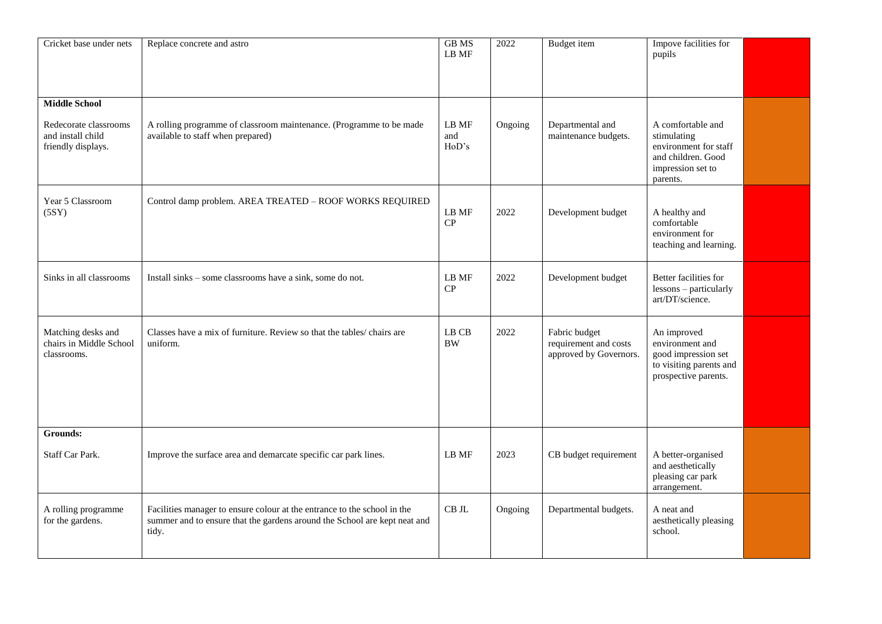| | | | | | | |
|---|---|---|---|---|---|---|
| Cricket base under nets | Replace concrete and astro | GB MS LB MF | 2022 | Budget item | Impove facilities for pupils | |
| **Middle School**<br><br>Redecorate classrooms and install child friendly displays. | A rolling programme of classroom maintenance. (Programme to be made available to staff when prepared) | LB MF and HoD's | Ongoing | Departmental and maintenance budgets. | A comfortable and stimulating environment for staff and children. Good impression set to parents. | |
| Year 5 Classroom (5SY) | Control damp problem. AREA TREATED – ROOF WORKS REQUIRED | LB MF CP | 2022 | Development budget | A healthy and comfortable environment for teaching and learning. | |
| Sinks in all classrooms | Install sinks – some classrooms have a sink, some do not. | LB MF CP | 2022 | Development budget | Better facilities for lessons – particularly art/DT/science. | |
| Matching desks and chairs in Middle School classrooms. | Classes have a mix of furniture. Review so that the tables/ chairs are uniform. | LB CB BW | 2022 | Fabric budget requirement and costs approved by Governors. | An improved environment and good impression set to visiting parents and prospective parents. | |
| **Grounds:**<br><br>Staff Car Park. | Improve the surface area and demarcate specific car park lines. | LB MF | 2023 | CB budget requirement | A better-organised and aesthetically pleasing car park arrangement. | |
| A rolling programme for the gardens. | Facilities manager to ensure colour at the entrance to the school in the summer and to ensure that the gardens around the School are kept neat and tidy. | CB JL | Ongoing | Departmental budgets. | A neat and aesthetically pleasing school. | |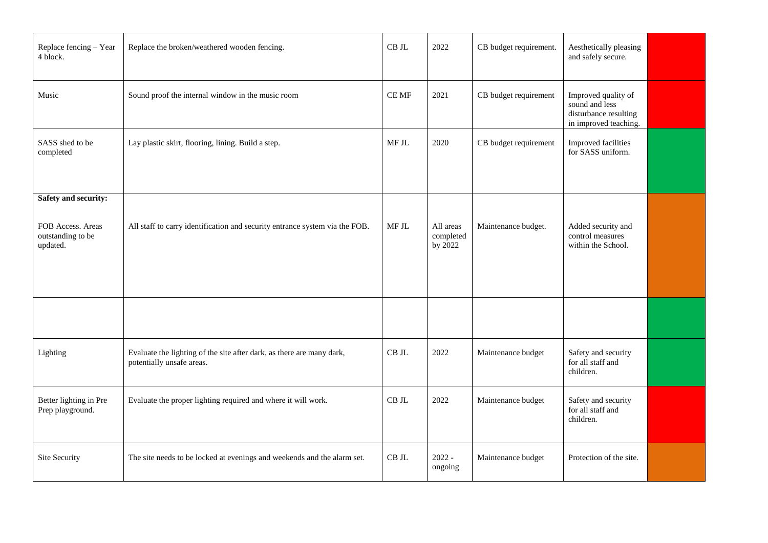| | | | | | | |
|---|---|---|---|---|---|---|
| Replace fencing – Year 4 block. | Replace the broken/weathered wooden fencing. | CB JL | 2022 | CB budget requirement. | Aesthetically pleasing and safely secure. | |
| Music | Sound proof the internal window in the music room | CE MF | 2021 | CB budget requirement | Improved quality of sound and less disturbance resulting in improved teaching. | |
| SASS shed to be completed | Lay plastic skirt, flooring, lining. Build a step. | MF JL | 2020 | CB budget requirement | Improved facilities for SASS uniform. | |
| **Safety and security:**<br><br>FOB Access. Areas outstanding to be updated. | All staff to carry identification and security entrance system via the FOB. | MF JL | All areas completed by 2022 | Maintenance budget. | Added security and control measures within the School. | |
| | | | | | | |
| Lighting | Evaluate the lighting of the site after dark, as there are many dark, potentially unsafe areas. | CB JL | 2022 | Maintenance budget | Safety and security for all staff and children. | |
| Better lighting in Pre Prep playground. | Evaluate the proper lighting required and where it will work. | CB JL | 2022 | Maintenance budget | Safety and security for all staff and children. | |
| Site Security | The site needs to be locked at evenings and weekends and the alarm set. | CB JL | 2022 - ongoing | Maintenance budget | Protection of the site. | |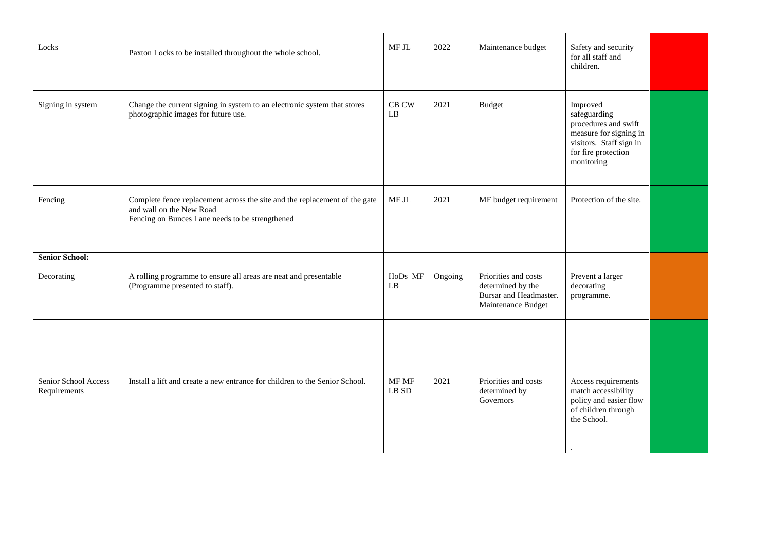| | | | | | | |
|---|---|---|---|---|---|---|
| Locks | Paxton Locks to be installed throughout the whole school. | MF JL | 2022 | Maintenance budget | Safety and security for all staff and children. | |
| Signing in system | Change the current signing in system to an electronic system that stores photographic images for future use. | CB CW LB | 2021 | Budget | Improved safeguarding procedures and swift measure for signing in visitors. Staff sign in for fire protection monitoring | |
| Fencing | Complete fence replacement across the site and the replacement of the gate and wall on the New Road<br>Fencing on Bunces Lane needs to be strengthened | MF JL | 2021 | MF budget requirement | Protection of the site. | |
| **Senior School:**<br><br>Decorating | A rolling programme to ensure all areas are neat and presentable (Programme presented to staff). | HoDs MF LB | Ongoing | Priorities and costs determined by the Bursar and Headmaster. Maintenance Budget | Prevent a larger decorating programme. | |
| | | | | | | |
| Senior School Access Requirements | Install a lift and create a new entrance for children to the Senior School. | MF MF LB SD | 2021 | Priorities and costs determined by Governors | Access requirements match accessibility policy and easier flow of children through the School.<br><br>. | |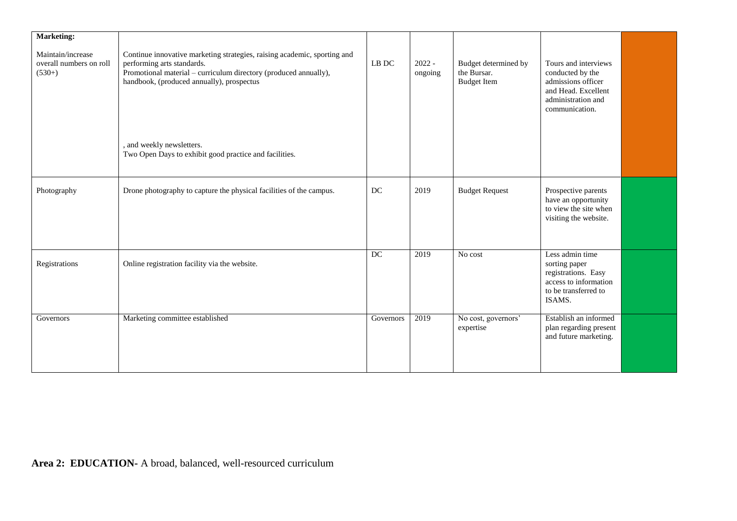| | | | | | | |
|---|---|---|---|---|---|---|
| **Marketing:**<br><br>Maintain/increase overall numbers on roll (530+) | Continue innovative marketing strategies, raising academic, sporting and performing arts standards.<br>Promotional material – curriculum directory (produced annually), handbook, (produced annually), prospectus<br><br>, and weekly newsletters.<br>Two Open Days to exhibit good practice and facilities. | LB DC | 2022 - ongoing | Budget determined by the Bursar.<br>Budget Item | Tours and interviews conducted by the admissions officer and Head. Excellent administration and communication. | |
| Photography | Drone photography to capture the physical facilities of the campus. | DC | 2019 | Budget Request | Prospective parents have an opportunity to view the site when visiting the website. | |
| Registrations | Online registration facility via the website. | DC | 2019 | No cost | Less admin time sorting paper registrations. Easy access to information to be transferred to ISAMS. | |
| Governors | Marketing committee established | Governors | 2019 | No cost, governors' expertise | Establish an informed plan regarding present and future marketing. | |

**Area 2: EDUCATION-** A broad, balanced, well-resourced curriculum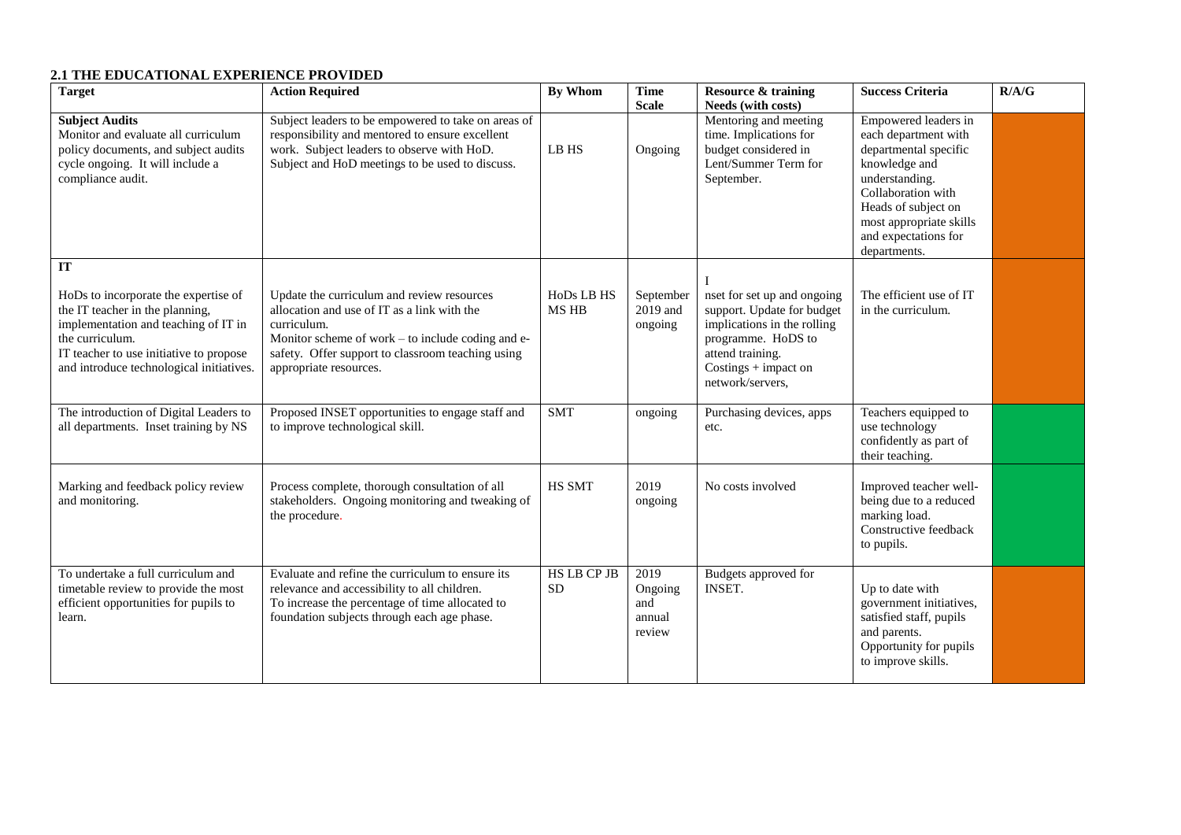## 2.1 THE EDUCATIONAL EXPERIENCE PROVIDED

| Target | Action Required | By Whom | Time Scale | Resource & training Needs (with costs) | Success Criteria | R/A/G |
|---|---|---|---|---|---|---|
| **Subject Audits** Monitor and evaluate all curriculum policy documents, and subject audits cycle ongoing. It will include a compliance audit. | Subject leaders to be empowered to take on areas of responsibility and mentored to ensure excellent work. Subject leaders to observe with HoD. Subject and HoD meetings to be used to discuss. | LB HS | Ongoing | Mentoring and meeting time. Implications for budget considered in Lent/Summer Term for September. | Empowered leaders in each department with departmental specific knowledge and understanding. Collaboration with Heads of subject on most appropriate skills and expectations for departments. | |
| **IT** HoDs to incorporate the expertise of the IT teacher in the planning, implementation and teaching of IT in the curriculum. IT teacher to use initiative to propose and introduce technological initiatives. | Update the curriculum and review resources allocation and use of IT as a link with the curriculum. Monitor scheme of work – to include coding and e-safety. Offer support to classroom teaching using appropriate resources. | HoDs LB HS MS HB | September 2019 and ongoing | I nset for set up and ongoing support. Update for budget implications in the rolling programme. HoDS to attend training. Costings + impact on network/servers, | The efficient use of IT in the curriculum. | |
| The introduction of Digital Leaders to all departments. Inset training by NS | Proposed INSET opportunities to engage staff and to improve technological skill. | SMT | ongoing | Purchasing devices, apps etc. | Teachers equipped to use technology confidently as part of their teaching. | |
| Marking and feedback policy review and monitoring. | Process complete, thorough consultation of all stakeholders. Ongoing monitoring and tweaking of the procedure. | HS SMT | 2019 ongoing | No costs involved | Improved teacher well-being due to a reduced marking load. Constructive feedback to pupils. | |
| To undertake a full curriculum and timetable review to provide the most efficient opportunities for pupils to learn. | Evaluate and refine the curriculum to ensure its relevance and accessibility to all children. To increase the percentage of time allocated to foundation subjects through each age phase. | HS LB CP JB SD | 2019 Ongoing and annual review | Budgets approved for INSET. | Up to date with government initiatives, satisfied staff, pupils and parents. Opportunity for pupils to improve skills. | |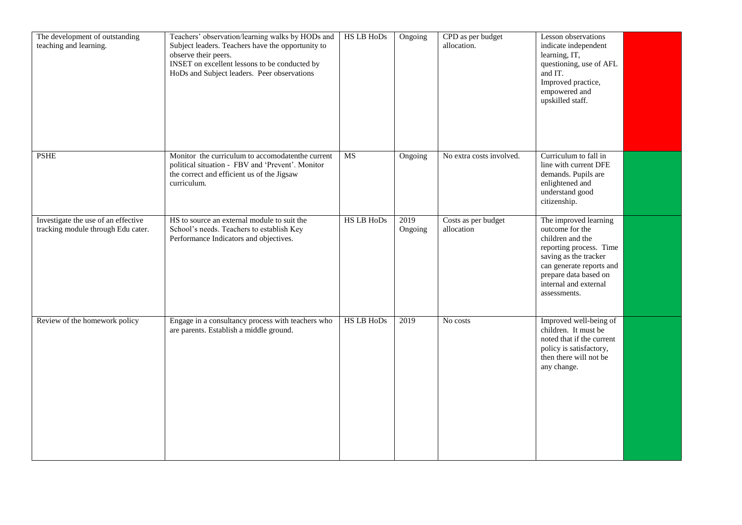| | | | | | | |
|---|---|---|---|---|---|---|
| The development of outstanding teaching and learning. | Teachers' observation/learning walks by HODs and Subject leaders. Teachers have the opportunity to observe their peers.<br>INSET on excellent lessons to be conducted by HoDs and Subject leaders. Peer observations | HS LB HoDs | Ongoing | CPD as per budget allocation. | Lesson observations indicate independent learning, IT, questioning, use of AFL and IT.<br>Improved practice, empowered and upskilled staff. | |
| PSHE | Monitor the curriculum to accomodatenthe current political situation - FBV and 'Prevent'. Monitor the correct and efficient us of the Jigsaw curriculum. | MS | Ongoing | No extra costs involved. | Curriculum to fall in line with current DFE demands. Pupils are enlightened and understand good citizenship. | |
| Investigate the use of an effective tracking module through Edu cater. | HS to source an external module to suit the School's needs. Teachers to establish Key Performance Indicators and objectives. | HS LB HoDs | 2019 Ongoing | Costs as per budget allocation | The improved learning outcome for the children and the reporting process. Time saving as the tracker can generate reports and prepare data based on internal and external assessments. | |
| Review of the homework policy | Engage in a consultancy process with teachers who are parents. Establish a middle ground. | HS LB HoDs | 2019 | No costs | Improved well-being of children. It must be noted that if the current policy is satisfactory, then there will not be any change. | |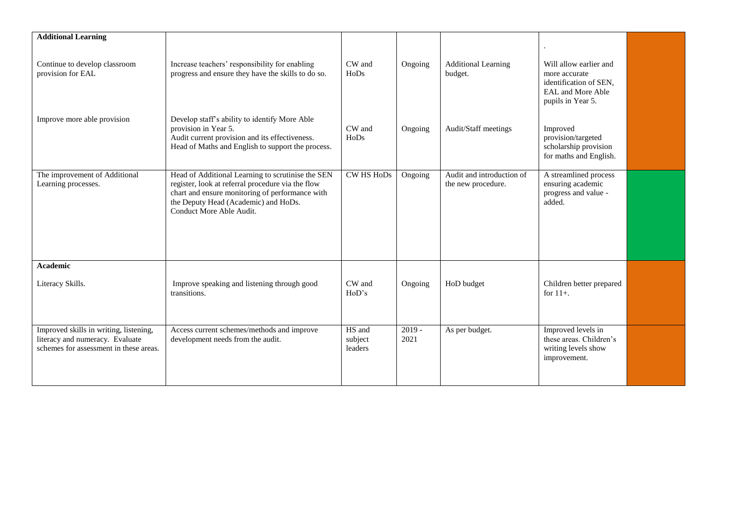| **Additional Learning** | | | | | . | |
|---|---|---|---|---|---|---|
| Continue to develop classroom provision for EAL | Increase teachers' responsibility for enabling progress and ensure they have the skills to do so. | CW and HoDs | Ongoing | Additional Learning budget. | Will allow earlier and more accurate identification of SEN, EAL and More Able pupils in Year 5. | |
| Improve more able provision | Develop staff's ability to identify More Able provision in Year 5. Audit current provision and its effectiveness. Head of Maths and English to support the process. | CW and HoDs | Ongoing | Audit/Staff meetings | Improved provision/targeted scholarship provision for maths and English. | |
| The improvement of Additional Learning processes. | Head of Additional Learning to scrutinise the SEN register, look at referral procedure via the flow chart and ensure monitoring of performance with the Deputy Head (Academic) and HoDs. Conduct More Able Audit. | CW HS HoDs | Ongoing | Audit and introduction of the new procedure. | A streamlined process ensuring academic progress and value - added. | |
| **Academic** | | | | | | |
| Literacy Skills. | Improve speaking and listening through good transitions. | CW and HoD's | Ongoing | HoD budget | Children better prepared for 11+. | |
| Improved skills in writing, listening, literacy and numeracy. Evaluate schemes for assessment in these areas. | Access current schemes/methods and improve development needs from the audit. | HS and subject leaders | 2019 - 2021 | As per budget. | Improved levels in these areas. Children's writing levels show improvement. | |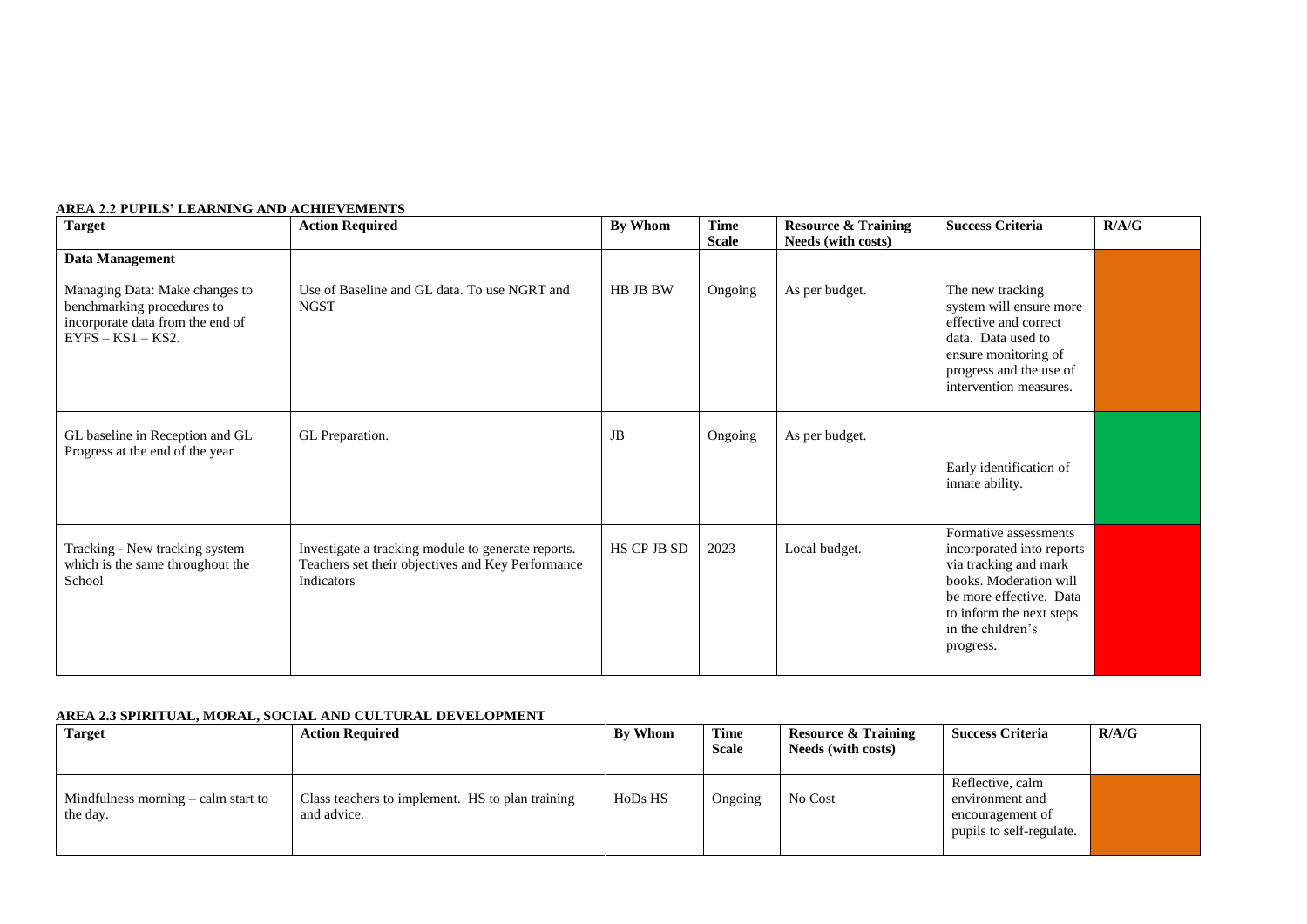**AREA 2.2 PUPILS' LEARNING AND ACHIEVEMENTS**

| Target | Action Required | By Whom | Time Scale | Resource & Training Needs (with costs) | Success Criteria | R/A/G |
|---|---|---|---|---|---|---|
| **Data Management**<br><br>Managing Data: Make changes to benchmarking procedures to incorporate data from the end of EYFS – KS1 – KS2. | Use of Baseline and GL data. To use NGRT and NGST | HB JB BW | Ongoing | As per budget. | The new tracking system will ensure more effective and correct data. Data used to ensure monitoring of progress and the use of intervention measures. | |
| GL baseline in Reception and GL Progress at the end of the year | GL Preparation. | JB | Ongoing | As per budget. | Early identification of innate ability. | |
| Tracking - New tracking system which is the same throughout the School | Investigate a tracking module to generate reports. Teachers set their objectives and Key Performance Indicators | HS CP JB SD | 2023 | Local budget. | Formative assessments incorporated into reports via tracking and mark books. Moderation will be more effective. Data to inform the next steps in the children's progress. | |

**AREA 2.3 SPIRITUAL, MORAL, SOCIAL AND CULTURAL DEVELOPMENT**

| Target | Action Required | By Whom | Time Scale | Resource & Training Needs (with costs) | Success Criteria | R/A/G |
|---|---|---|---|---|---|---|
| Mindfulness morning – calm start to the day. | Class teachers to implement. HS to plan training and advice. | HoDs HS | Ongoing | No Cost | Reflective, calm environment and encouragement of pupils to self-regulate. | |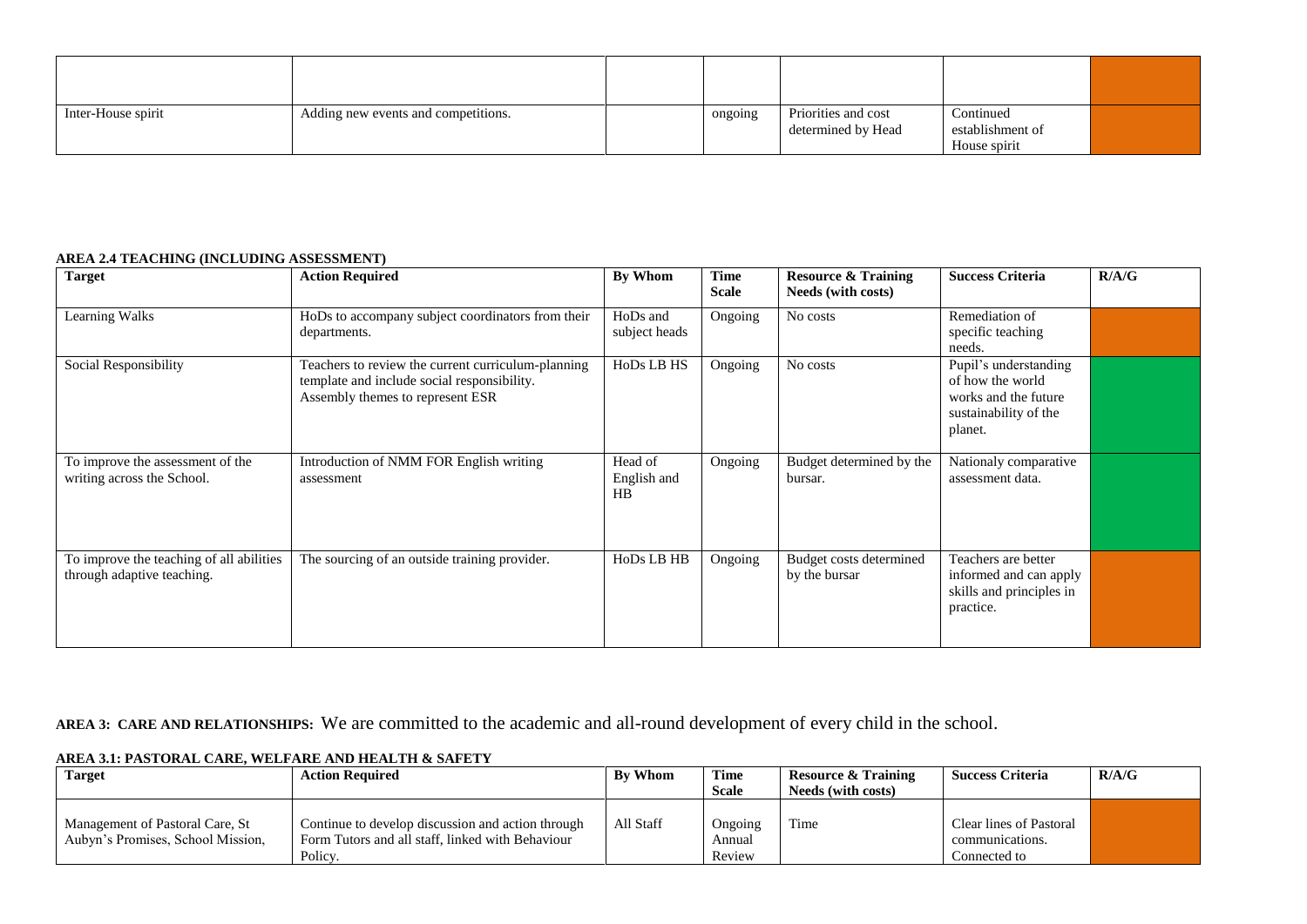| | | | | | | |
|---|---|---|---|---|---|---|
| | | | | | | |
| Inter-House spirit | Adding new events and competitions. | | ongoing | Priorities and cost determined by Head | Continued establishment of House spirit | |

**AREA 2.4 TEACHING (INCLUDING ASSESSMENT)**

| Target | Action Required | By Whom | Time Scale | Resource & Training Needs (with costs) | Success Criteria | R/A/G |
|---|---|---|---|---|---|---|
| Learning Walks | HoDs to accompany subject coordinators from their departments. | HoDs and subject heads | Ongoing | No costs | Remediation of specific teaching needs. | |
| Social Responsibility | Teachers to review the current curriculum-planning template and include social responsibility. Assembly themes to represent ESR | HoDs LB HS | Ongoing | No costs | Pupil's understanding of how the world works and the future sustainability of the planet. | |
| To improve the assessment of the writing across the School. | Introduction of NMM FOR English writing assessment | Head of English and HB | Ongoing | Budget determined by the bursar. | Nationaly comparative assessment data. | |
| To improve the teaching of all abilities through adaptive teaching. | The sourcing of an outside training provider. | HoDs LB HB | Ongoing | Budget costs determined by the bursar | Teachers are better informed and can apply skills and principles in practice. | |

**AREA 3: CARE AND RELATIONSHIPS:** We are committed to the academic and all-round development of every child in the school.

**AREA 3.1: PASTORAL CARE, WELFARE AND HEALTH & SAFETY**

| Target | Action Required | By Whom | Time Scale | Resource & Training Needs (with costs) | Success Criteria | R/A/G |
|---|---|---|---|---|---|---|
| Management of Pastoral Care, St Aubyn's Promises, School Mission, | Continue to develop discussion and action through Form Tutors and all staff, linked with Behaviour Policy. | All Staff | Ongoing Annual Review | Time | Clear lines of Pastoral communications. Connected to | |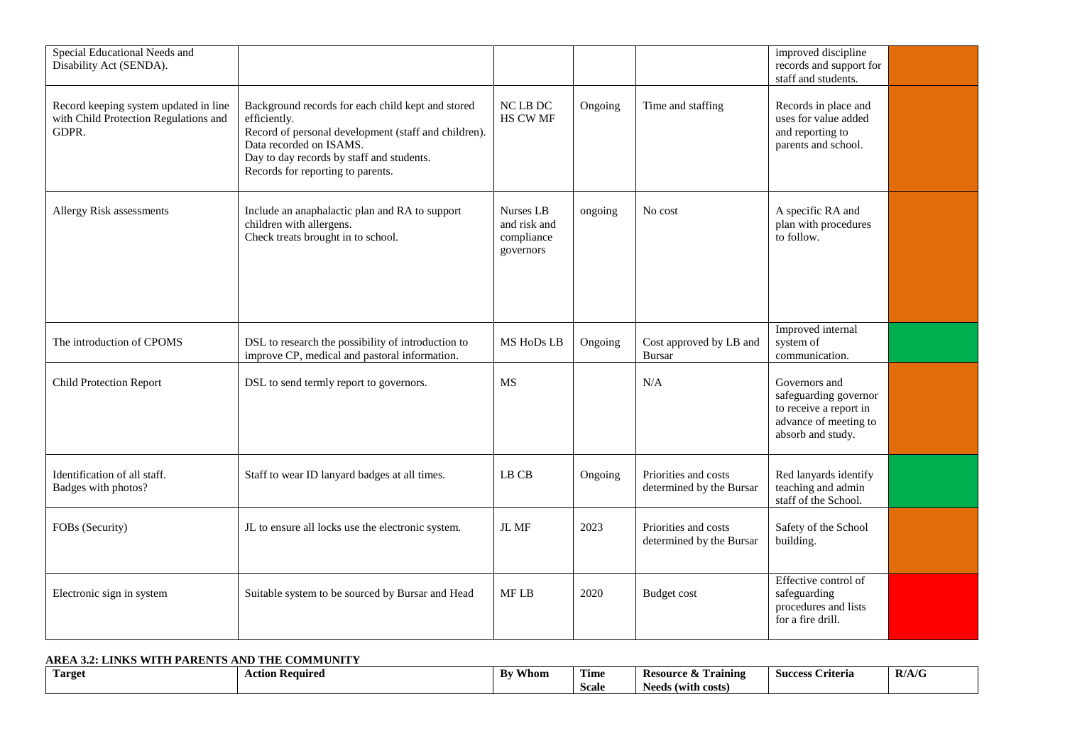| Target | Action Required | By Whom | Time Scale | Resource & Training Needs (with costs) | Success Criteria | R/A/G |
|---|---|---|---|---|---|---|
| Special Educational Needs and Disability Act (SENDA). | | | | | improved discipline records and support for staff and students. | |
| Record keeping system updated in line with Child Protection Regulations and GDPR. | Background records for each child kept and stored efficiently.<br>Record of personal development (staff and children).<br>Data recorded on ISAMS.<br>Day to day records by staff and students.<br>Records for reporting to parents. | NC LB DC HS CW MF | Ongoing | Time and staffing | Records in place and uses for value added and reporting to parents and school. | |
| Allergy Risk assessments | Include an anaphalactic plan and RA to support children with allergens.<br>Check treats brought in to school. | Nurses LB and risk and compliance governors | ongoing | No cost | A specific RA and plan with procedures to follow. | |
| The introduction of CPOMS | DSL to research the possibility of introduction to improve CP, medical and pastoral information. | MS HoDs LB | Ongoing | Cost approved by LB and Bursar | Improved internal system of communication. | |
| Child Protection Report | DSL to send termly report to governors. | MS | | N/A | Governors and safeguarding governor to receive a report in advance of meeting to absorb and study. | |
| Identification of all staff.<br>Badges with photos? | Staff to wear ID lanyard badges at all times. | LB CB | Ongoing | Priorities and costs determined by the Bursar | Red lanyards identify teaching and admin staff of the School. | |
| FOBs (Security) | JL to ensure all locks use the electronic system. | JL MF | 2023 | Priorities and costs determined by the Bursar | Safety of the School building. | |
| Electronic sign in system | Suitable system to be sourced by Bursar and Head | MF LB | 2020 | Budget cost | Effective control of safeguarding procedures and lists for a fire drill. | |

**AREA 3.2: LINKS WITH PARENTS AND THE COMMUNITY**

| Target | Action Required | By Whom | Time Scale | Resource & Training Needs (with costs) | Success Criteria | R/A/G |
|---|---|---|---|---|---|---|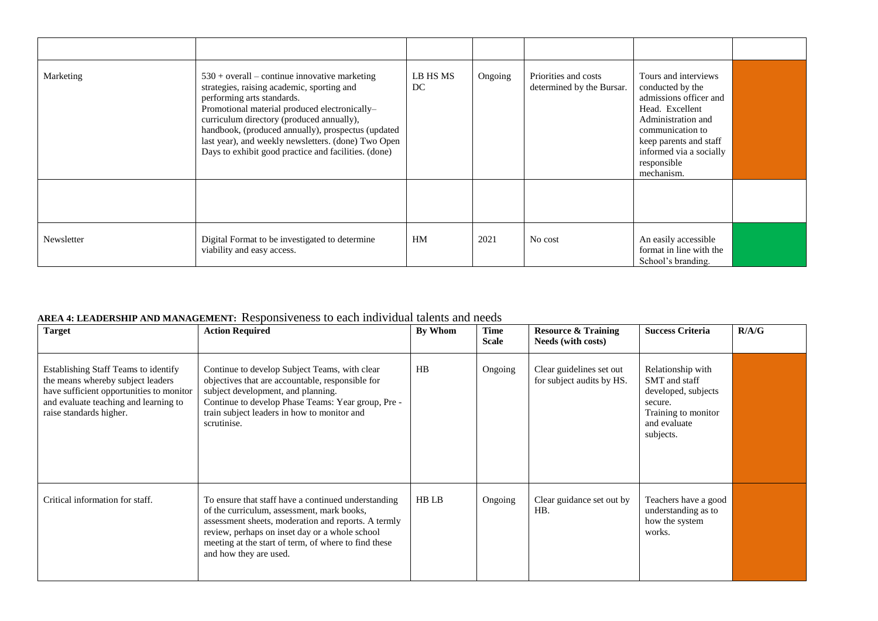| | | | | | | |
|---|---|---|---|---|---|---|
| Marketing | 530 + overall – continue innovative marketing strategies, raising academic, sporting and performing arts standards. Promotional material produced electronically– curriculum directory (produced annually), handbook, (produced annually), prospectus (updated last year), and weekly newsletters. (done) Two Open Days to exhibit good practice and facilities. (done) | LB HS MS DC | Ongoing | Priorities and costs determined by the Bursar. | Tours and interviews conducted by the admissions officer and Head. Excellent Administration and communication to keep parents and staff informed via a socially responsible mechanism. | |
| | | | | | | |
| Newsletter | Digital Format to be investigated to determine viability and easy access. | HM | 2021 | No cost | An easily accessible format in line with the School's branding. | |

**AREA 4: LEADERSHIP AND MANAGEMENT:** Responsiveness to each individual talents and needs

| Target | Action Required | By Whom | Time Scale | Resource & Training Needs (with costs) | Success Criteria | R/A/G |
|---|---|---|---|---|---|---|
| Establishing Staff Teams to identify the means whereby subject leaders have sufficient opportunities to monitor and evaluate teaching and learning to raise standards higher. | Continue to develop Subject Teams, with clear objectives that are accountable, responsible for subject development, and planning. Continue to develop Phase Teams: Year group, Pre - train subject leaders in how to monitor and scrutinise. | HB | Ongoing | Clear guidelines set out for subject audits by HS. | Relationship with SMT and staff developed, subjects secure. Training to monitor and evaluate subjects. | |
| Critical information for staff. | To ensure that staff have a continued understanding of the curriculum, assessment, mark books, assessment sheets, moderation and reports. A termly review, perhaps on inset day or a whole school meeting at the start of term, of where to find these and how they are used. | HB LB | Ongoing | Clear guidance set out by HB. | Teachers have a good understanding as to how the system works. | |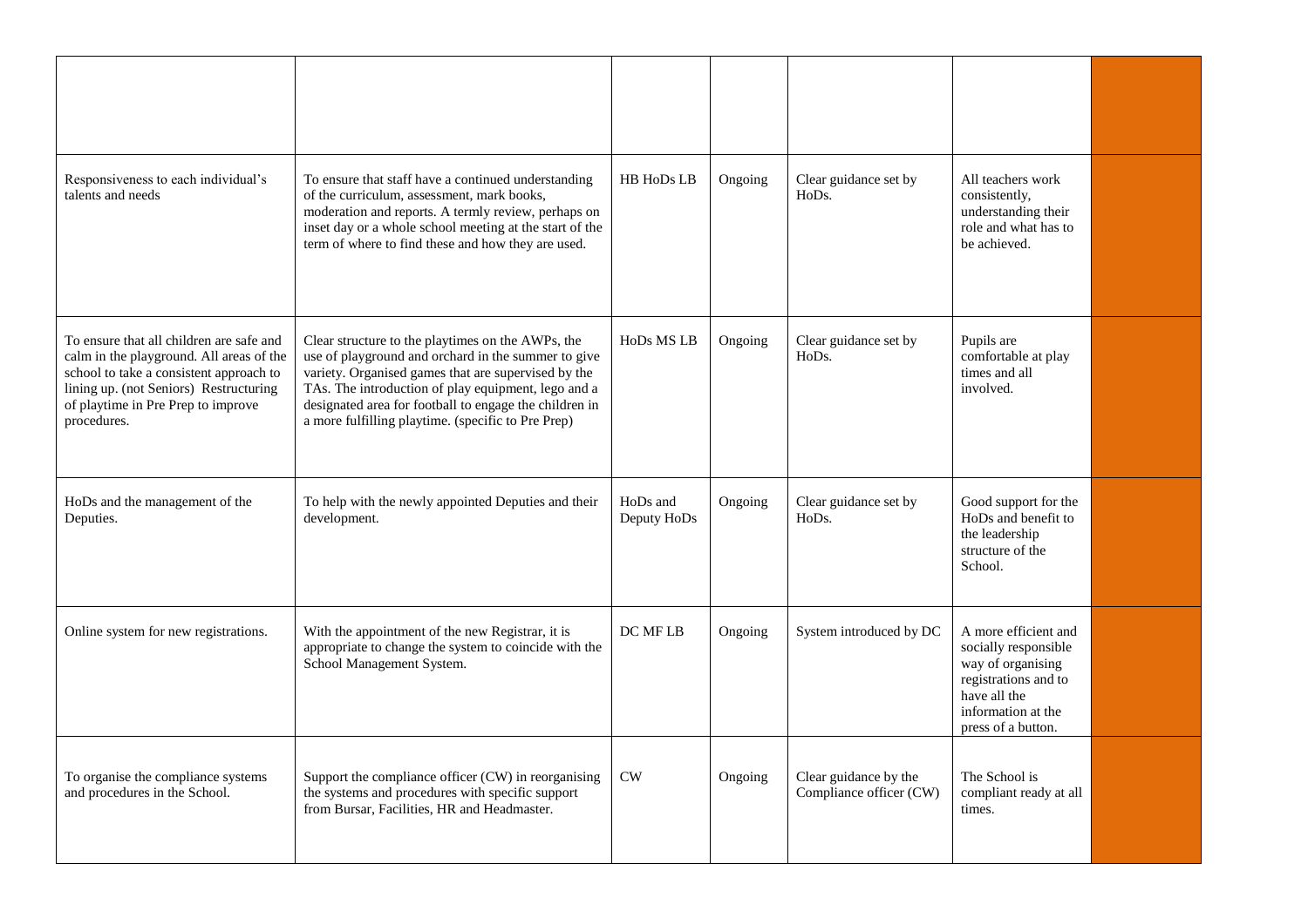| | | | | | | |
|---|---|---|---|---|---|---|
| | | | | | | |
| Responsiveness to each individual's talents and needs | To ensure that staff have a continued understanding of the curriculum, assessment, mark books, moderation and reports. A termly review, perhaps on inset day or a whole school meeting at the start of the term of where to find these and how they are used. | HB HoDs LB | Ongoing | Clear guidance set by HoDs. | All teachers work consistently, understanding their role and what has to be achieved. | |
| To ensure that all children are safe and calm in the playground. All areas of the school to take a consistent approach to lining up. (not Seniors) Restructuring of playtime in Pre Prep to improve procedures. | Clear structure to the playtimes on the AWPs, the use of playground and orchard in the summer to give variety. Organised games that are supervised by the TAs. The introduction of play equipment, lego and a designated area for football to engage the children in a more fulfilling playtime. (specific to Pre Prep) | HoDs MS LB | Ongoing | Clear guidance set by HoDs. | Pupils are comfortable at play times and all involved. | |
| HoDs and the management of the Deputies. | To help with the newly appointed Deputies and their development. | HoDs and Deputy HoDs | Ongoing | Clear guidance set by HoDs. | Good support for the HoDs and benefit to the leadership structure of the School. | |
| Online system for new registrations. | With the appointment of the new Registrar, it is appropriate to change the system to coincide with the School Management System. | DC MF LB | Ongoing | System introduced by DC | A more efficient and socially responsible way of organising registrations and to have all the information at the press of a button. | |
| To organise the compliance systems and procedures in the School. | Support the compliance officer (CW) in reorganising the systems and procedures with specific support from Bursar, Facilities, HR and Headmaster. | CW | Ongoing | Clear guidance by the Compliance officer (CW) | The School is compliant ready at all times. | |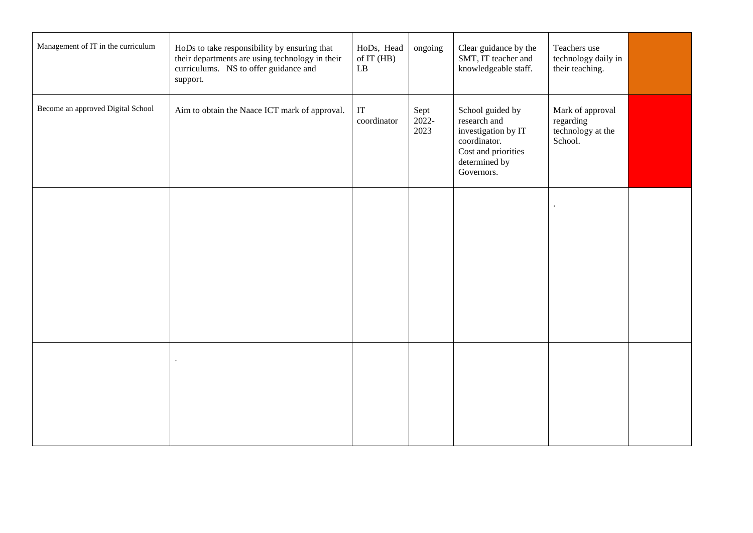| | | | | | | |
|---|---|---|---|---|---|---|
| Management of IT in the curriculum | HoDs to take responsibility by ensuring that their departments are using technology in their curriculums. NS to offer guidance and support. | HoDs, Head of IT (HB) LB | ongoing | Clear guidance by the SMT, IT teacher and knowledgeable staff. | Teachers use technology daily in their teaching. | |
| Become an approved Digital School | Aim to obtain the Naace ICT mark of approval. | IT coordinator | Sept 2022-2023 | School guided by research and investigation by IT coordinator. Cost and priorities determined by Governors. | Mark of approval regarding technology at the School. | |
| | | | | | . | |
| | . | | | | | |